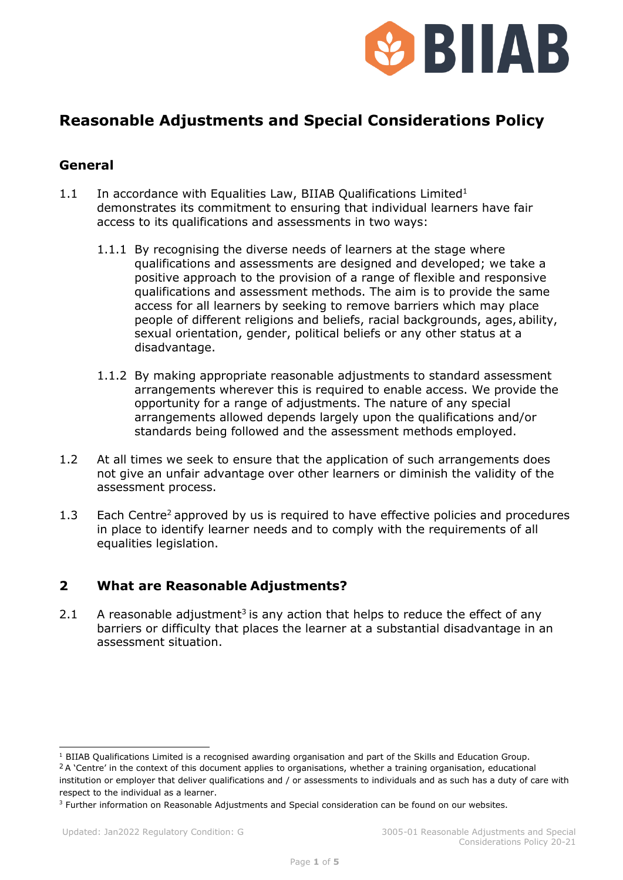# Reasonable Adjustments and Special Considerations Policy

## General

1.1 In accordance with Equalities Law, BIIAB Qualifications Limited[1] demonstrates its commitment to ensuring that individual learners have fair access to its qualifications and assessments in two ways:

1.1.1 By recognising the diverse needs of learners at the stage where qualifications and assessments are designed and developed; we take a positive approach to the provision of a range of flexible and responsive qualifications and assessment methods. The aim is to provide the same access for all learners by seeking to remove barriers which may place people of different religions and beliefs, racial backgrounds, ages, ability, sexual orientation, gender, political beliefs or any other status at a disadvantage.

1.1.2 By making appropriate reasonable adjustments to standard assessment arrangements wherever this is required to enable access. We provide the opportunity for a range of adjustments. The nature of any special arrangements allowed depends largely upon the qualifications and/or standards being followed and the assessment methods employed.

1.2 At all times we seek to ensure that the application of such arrangements does not give an unfair advantage over other learners or diminish the validity of the assessment process.

1.3 Each Centre[2] approved by us is required to have effective policies and procedures in place to identify learner needs and to comply with the requirements of all equalities legislation.

## 2 What are Reasonable Adjustments?

2.1 A reasonable adjustment[3] is any action that helps to reduce the effect of any barriers or difficulty that places the learner at a substantial disadvantage in an assessment situation.

---

[1] BIIAB Qualifications Limited is a recognised awarding organisation and part of the Skills and Education Group.

[2] A 'Centre' in the context of this document applies to organisations, whether a training organisation, educational institution or employer that deliver qualifications and / or assessments to individuals and as such has a duty of care with respect to the individual as a learner.

[3] Further information on Reasonable Adjustments and Special consideration can be found on our websites.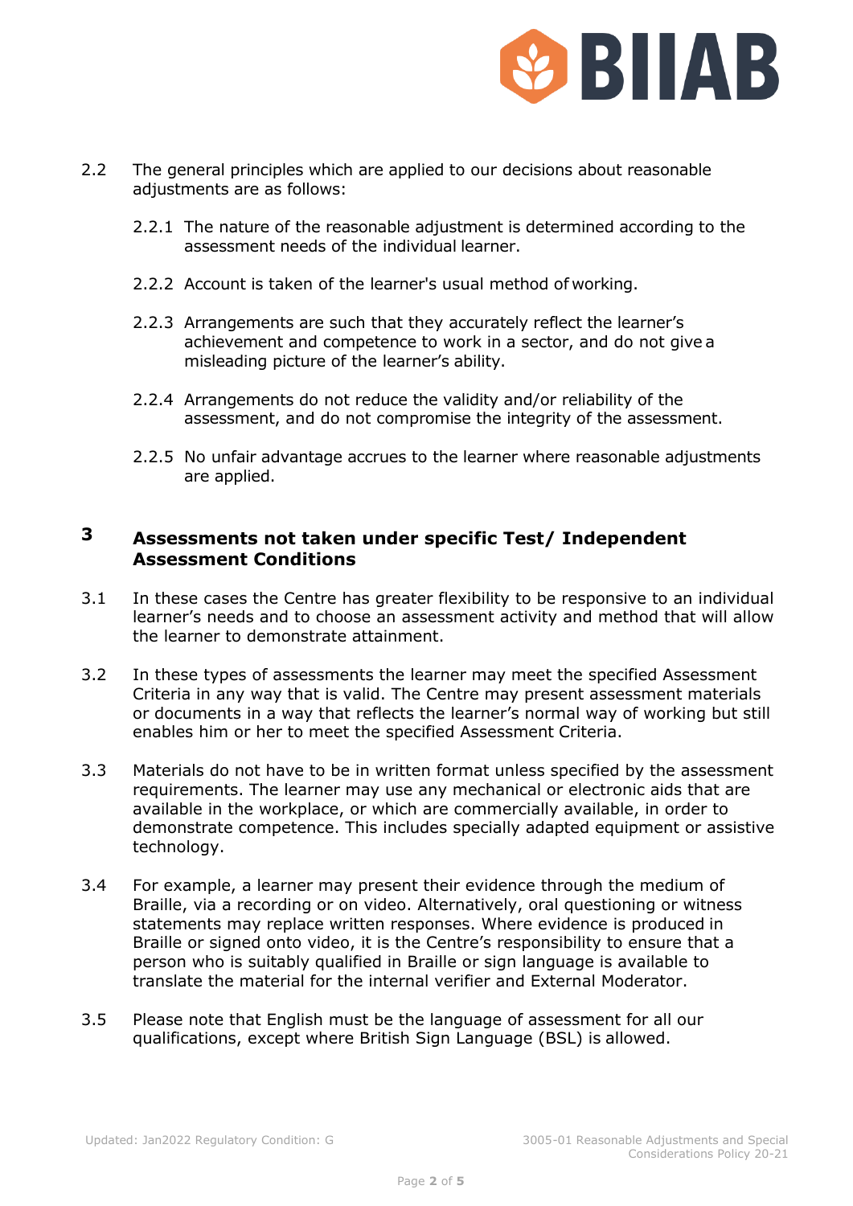2.2 The general principles which are applied to our decisions about reasonable adjustments are as follows:

2.2.1 The nature of the reasonable adjustment is determined according to the assessment needs of the individual learner.

2.2.2 Account is taken of the learner's usual method of working.

2.2.3 Arrangements are such that they accurately reflect the learner's achievement and competence to work in a sector, and do not give a misleading picture of the learner's ability.

2.2.4 Arrangements do not reduce the validity and/or reliability of the assessment, and do not compromise the integrity of the assessment.

2.2.5 No unfair advantage accrues to the learner where reasonable adjustments are applied.

## 3 Assessments not taken under specific Test/ Independent Assessment Conditions

3.1 In these cases the Centre has greater flexibility to be responsive to an individual learner's needs and to choose an assessment activity and method that will allow the learner to demonstrate attainment.

3.2 In these types of assessments the learner may meet the specified Assessment Criteria in any way that is valid. The Centre may present assessment materials or documents in a way that reflects the learner's normal way of working but still enables him or her to meet the specified Assessment Criteria.

3.3 Materials do not have to be in written format unless specified by the assessment requirements. The learner may use any mechanical or electronic aids that are available in the workplace, or which are commercially available, in order to demonstrate competence. This includes specially adapted equipment or assistive technology.

3.4 For example, a learner may present their evidence through the medium of Braille, via a recording or on video. Alternatively, oral questioning or witness statements may replace written responses. Where evidence is produced in Braille or signed onto video, it is the Centre's responsibility to ensure that a person who is suitably qualified in Braille or sign language is available to translate the material for the internal verifier and External Moderator.

3.5 Please note that English must be the language of assessment for all our qualifications, except where British Sign Language (BSL) is allowed.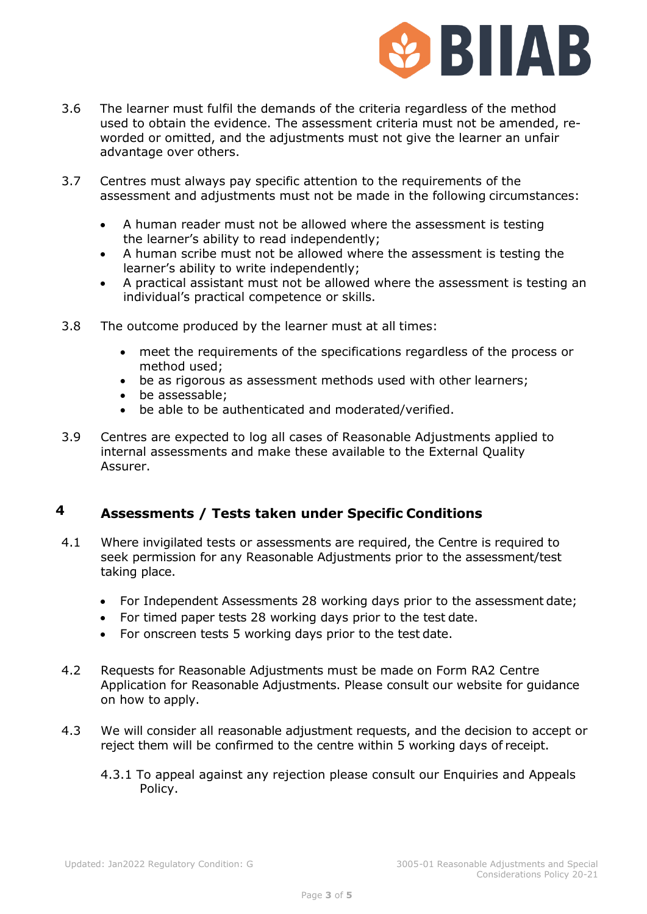3.6 The learner must fulfil the demands of the criteria regardless of the method used to obtain the evidence. The assessment criteria must not be amended, re-worded or omitted, and the adjustments must not give the learner an unfair advantage over others.

3.7 Centres must always pay specific attention to the requirements of the assessment and adjustments must not be made in the following circumstances:

- A human reader must not be allowed where the assessment is testing the learner's ability to read independently;
- A human scribe must not be allowed where the assessment is testing the learner's ability to write independently;
- A practical assistant must not be allowed where the assessment is testing an individual's practical competence or skills.

3.8 The outcome produced by the learner must at all times:

- meet the requirements of the specifications regardless of the process or method used;
- be as rigorous as assessment methods used with other learners;
- be assessable;
- be able to be authenticated and moderated/verified.

3.9 Centres are expected to log all cases of Reasonable Adjustments applied to internal assessments and make these available to the External Quality Assurer.

## 4 Assessments / Tests taken under Specific Conditions

4.1 Where invigilated tests or assessments are required, the Centre is required to seek permission for any Reasonable Adjustments prior to the assessment/test taking place.

- For Independent Assessments 28 working days prior to the assessment date;
- For timed paper tests 28 working days prior to the test date.
- For onscreen tests 5 working days prior to the test date.

4.2 Requests for Reasonable Adjustments must be made on Form RA2 Centre Application for Reasonable Adjustments. Please consult our website for guidance on how to apply.

4.3 We will consider all reasonable adjustment requests, and the decision to accept or reject them will be confirmed to the centre within 5 working days of receipt.

4.3.1 To appeal against any rejection please consult our Enquiries and Appeals Policy.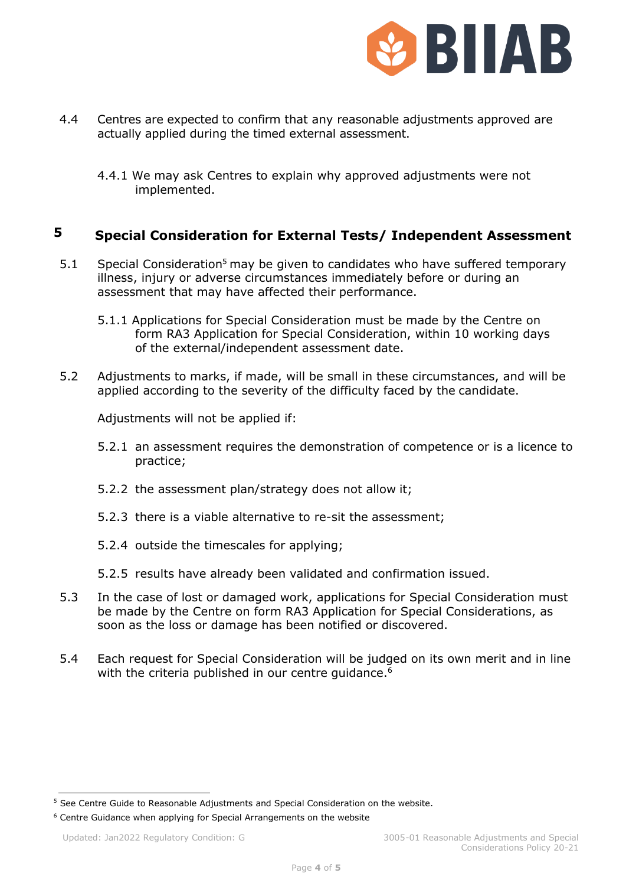4.4 Centres are expected to confirm that any reasonable adjustments approved are actually applied during the timed external assessment.

4.4.1 We may ask Centres to explain why approved adjustments were not implemented.

## 5 Special Consideration for External Tests/ Independent Assessment

5.1 Special Consideration[5] may be given to candidates who have suffered temporary illness, injury or adverse circumstances immediately before or during an assessment that may have affected their performance.

5.1.1 Applications for Special Consideration must be made by the Centre on form RA3 Application for Special Consideration, within 10 working days of the external/independent assessment date.

5.2 Adjustments to marks, if made, will be small in these circumstances, and will be applied according to the severity of the difficulty faced by the candidate.

Adjustments will not be applied if:

5.2.1 an assessment requires the demonstration of competence or is a licence to practice;

5.2.2 the assessment plan/strategy does not allow it;

5.2.3 there is a viable alternative to re-sit the assessment;

5.2.4 outside the timescales for applying;

5.2.5 results have already been validated and confirmation issued.

5.3 In the case of lost or damaged work, applications for Special Consideration must be made by the Centre on form RA3 Application for Special Considerations, as soon as the loss or damage has been notified or discovered.

5.4 Each request for Special Consideration will be judged on its own merit and in line with the criteria published in our centre guidance.[6]

---

[5] See Centre Guide to Reasonable Adjustments and Special Consideration on the website.

[6] Centre Guidance when applying for Special Arrangements on the website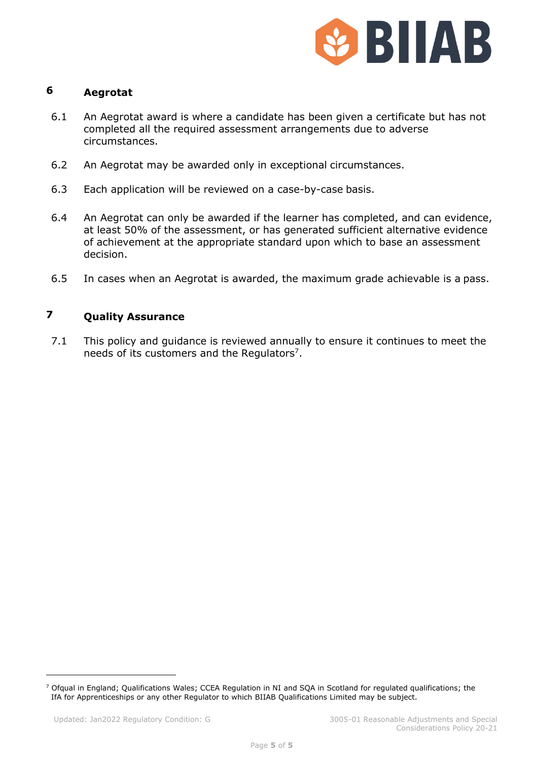## 6 Aegrotat

6.1 An Aegrotat award is where a candidate has been given a certificate but has not completed all the required assessment arrangements due to adverse circumstances.

6.2 An Aegrotat may be awarded only in exceptional circumstances.

6.3 Each application will be reviewed on a case-by-case basis.

6.4 An Aegrotat can only be awarded if the learner has completed, and can evidence, at least 50% of the assessment, or has generated sufficient alternative evidence of achievement at the appropriate standard upon which to base an assessment decision.

6.5 In cases when an Aegrotat is awarded, the maximum grade achievable is a pass.

## 7 Quality Assurance

7.1 This policy and guidance is reviewed annually to ensure it continues to meet the needs of its customers and the Regulators[7].

---

[7] Ofqual in England; Qualifications Wales; CCEA Regulation in NI and SQA in Scotland for regulated qualifications; the IfA for Apprenticeships or any other Regulator to which BIIAB Qualifications Limited may be subject.